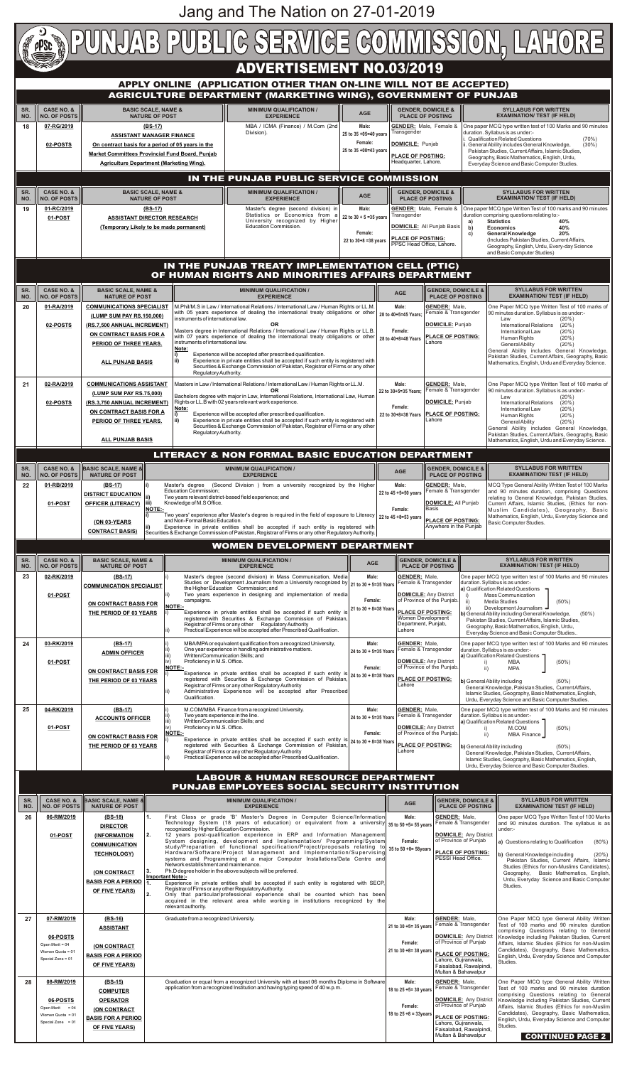Jang and The Nation on 27-01-2019

# PUNJAB PUBLIC SERVICE COMMISSION, LAHORE

## ADVERTISEMENT NO.03/2019

### APPLY ONLINE (APPLICATION OTHER THAN ON-LINE WILL NOT BE ACCEPTED)

### AGRICULTURE DEPARTMENT (MARKETING WING), GOVERNMENT OF PUNJAB

| SR. NO. | CASE NO. & NO. OF POSTS | BASIC SCALE, NAME & NATURE OF POST | MINIMUM QUALIFICATION / EXPERIENCE | AGE | GENDER, DOMICILE & PLACE OF POSTING | SYLLABUS FOR WRITTEN EXAMINATION/ TEST (IF HELD) |
|---|---|---|---|---|---|---|
| 18 | 07-RG/2019<br><br>02-POSTS | (BS-17)<br>ASSISTANT MANAGER FINANCE<br>On contract basis for a period of 05 years in the Market Committees Provincial Fund Board, Punjab Agriculture Department (Marketing Wing). | MBA / ICMA (Finance) / M.Com (2nd Division). | Male: 25 to 35 +05=40 years<br>Female: 25 to 35 +08=43 years | GENDER: Male, Female & Transgender<br>DOMICILE: Punjab<br>PLACE OF POSTING: Headquarter, Lahore. | One paper MCQ type written test of 100 Marks and 90 minutes duration. Syllabus is as under:-<br>i. Qualification Related Questions (70%)<br>ii. General Ability includes General Knowledge, Pakistan Studies, Current Affairs, Islamic Studies, Geography, Basic Mathematics, English, Urdu, Everyday Science and Basic Computer Studies. (30%) |

### IN THE PUNJAB PUBLIC SERVICE COMMISSION

| SR. NO. | CASE NO. & NO. OF POSTS | BASIC SCALE, NAME & NATURE OF POST | MINIMUM QUALIFICATION / EXPERIENCE | AGE | GENDER, DOMICILE & PLACE OF POSTING | SYLLABUS FOR WRITTEN EXAMINATION/ TEST (IF HELD) |
|---|---|---|---|---|---|---|
| 19 | 01-RC/2019<br><br>01-POST | (BS-17)<br>ASSISTANT DIRECTOR RESEARCH<br>(Temporary Likely to be made permanent) | Master's degree (second division) in Statistics or Economics from a University recognized by Higher Education Commission. | Male: 22 to 30 + 5 =35 years<br>Female: 22 to 30+8 =38 years | GENDER: Male, Female & Transgender<br>DOMICILE: All Punjab Basis<br>PLACE OF POSTING: PPSC Head Office, Lahore. | One paper MCQ type Written Test of 100 marks and 90 minutes duration comprising questions relating to:-<br>a) Statistics 40%<br>b) Economics 40%<br>c) General Knowledge 20% (Includes Pakistan Studies, Current Affairs, Geography, English, Urdu, Every-day Science and Basic Computer Studies) |

### IN THE PUNJAB TREATY IMPLEMENTATION CELL (PTIC) OF HUMAN RIGHTS AND MINORITIES AFFAIRS DEPARTMENT

| SR. NO. | CASE NO. & NO. OF POSTS | BASIC SCALE, NAME & NATURE OF POST | MINIMUM QUALIFICATION / EXPERIENCE | AGE | GENDER, DOMICILE & PLACE OF POSTING | SYLLABUS FOR WRITTEN EXAMINATION/ TEST (IF HELD) |
|---|---|---|---|---|---|---|
| 20 | 01-RA/2019<br><br>02-POSTS | COMMUNICATIONS SPECIALIST<br>(LUMP SUM PAY RS.150,000)<br>(RS.7,500 ANNUAL INCREMENT)<br>ON CONTRACT BASIS FOR A PERIOD OF THREE YEARS.<br>ALL PUNJAB BASIS | M.Phil/M.S in Law / International Relations / International Law / Human Rights or LL.M. with 05 years experience of dealing the international treaty obligations or other instruments of international law.<br>OR<br>Masters degree in International Relations / International Law / Human Rights or LL.B. with 07 years experience of dealing the international treaty obligations or other instruments of international law.<br>Note:<br>i) Experience will be accepted after prescribed qualification.<br>ii) Experience in private entities shall be accepted if such entity is registered with Securities & Exchange Commission of Pakistan, Registrar of Firms or any other Regulatory Authority. | Male: 28 to 40+5=45 Years;<br>Female: 28 to 40+8=48 Years | GENDER: Male, Female & Transgender<br>DOMICILE: Punjab<br>PLACE OF POSTING: Lahore | One Paper MCQ type Written Test of 100 marks of 90 minutes duration. Syllabus is as under:-<br>Law (20%)<br>International Relations (20%)<br>International Law (20%)<br>Human Rights (20%)<br>General Ability (20%)<br>General Ability includes General Knowledge, Pakistan Studies, Current Affairs, Geography, Basic Mathematics, English, Urdu and Everyday Science. |
| 21 | 02-RA/2019<br><br>02-POSTS | COMMUNICATIONS ASSISTANT<br>(LUMP SUM PAY RS.75,000)<br>(RS.3,750 ANNUAL INCREMENT)<br>ON CONTRACT BASIS FOR A PERIOD OF THREE YEARS.<br>ALL PUNJAB BASIS | Masters in Law / International Relations / International Law / Human Rights or LL.M.<br>OR<br>Bachelors degree with major in Law, International Relations, International Law, Human Rights or LL.B with 02 years relevant work experience.<br>Note:<br>i) Experience will be accepted after prescribed qualification.<br>ii) Experience in private entities shall be accepted if such entity is registered with Securities & Exchange Commission of Pakistan, Registrar of Firms or any other Regulatory Authority. | Male: 22 to 30+5=35 Years;<br>Female: 22 to 30+8=38 Years | GENDER: Male, Female & Transgender<br>DOMICILE: Punjab<br>PLACE OF POSTING: Lahore | One Paper MCQ type Written Test of 100 marks of 90 minutes duration. Syllabus is as under:-<br>Law (20%)<br>International Relations (20%)<br>International Law (20%)<br>Human Rights (20%)<br>General Ability (20%)<br>General Ability includes General Knowledge, Pakistan Studies, Current Affairs, Geography, Basic Mathematics, English, Urdu and Everyday Science. |

### LITERACY & NON FORMAL BASIC EDUCATION DEPARTMENT

| SR. NO. | CASE NO. & NO. OF POSTS | BASIC SCALE, NAME & NATURE OF POST | MINIMUM QUALIFICATION / EXPERIENCE | AGE | GENDER, DOMICILE & PLACE OF POSTING | SYLLABUS FOR WRITTEN EXAMINATION/ TEST (IF HELD) |
|---|---|---|---|---|---|---|
| 22 | 01-RB/2019<br><br>01-POST | (BS-17)<br>DISTRICT EDUCATION OFFICER (LITERACY)<br>(ON 03-YEARS CONTRACT BASIS) | i) Master's degree (Second Division) from a University recognized by the Higher Education Commission;<br>ii) Two years relevant district-based field experience; and<br>iii) Knowledge of M.S Office.<br>NOTE:-<br>i) Two years' experience after Master's degree is required in the field of exposure to Literacy and Non-Formal Basic Education.<br>ii) Experience in private entities shall be accepted if such entity is registered with Securities & Exchange Commission of Pakistan, Registrar of Firms or any other Regulatory Authority. | Male: 22 to 45 +5=50 years<br>Female: 22 to 45 +8=53 years | GENDER: Male, Female & Transgender<br>DOMICILE: All Punjab Basis<br>PLACE OF POSTING: Anywhere in the Punjab | MCQ Type General Ability Written Test of 100 Marks and 90 minutes duration, comprising Questions relating to General Knowledge, Pakistan Studies, Current Affairs, Islamic Studies, (Ethics for non-Muslim Candidates), Geography, Basic Mathematics, English, Urdu, Everyday Science and Basic Computer Studies. |

### WOMEN DEVELOPMENT DEPARTMENT

| SR. NO. | CASE NO. & NO. OF POSTS | BASIC SCALE, NAME & NATURE OF POST | MINIMUM QUALIFICATION / EXPERIENCE | AGE | GENDER, DOMICILE & PLACE OF POSTING | SYLLABUS FOR WRITTEN EXAMINATION/ TEST (IF HELD) |
|---|---|---|---|---|---|---|
| 23 | 02-RK/2019<br><br>01-POST | (BS-17)<br>COMMUNICATION SPECIALIST<br>ON CONTRACT BASIS FOR THE PERIOD OF 03 YEARS | i) Master's degree (second division) in Mass Communication, Media Studies or Development Journalism from a University recognized by the Higher Education Commission; and<br>ii) Two years experience in designing and implementation of media campaigns.<br>NOTE:-<br>i) Experience in private entities shall be accepted if such entity is registered with Securities & Exchange Commission of Pakistan, Registrar of Firms or any other Regulatory Authority<br>ii) Practical Experience will be accepted after Prescribed Qualification. | Male: 21 to 30 + 5=35 Years<br>Female: 21 to 30 + 8=38 Years | GENDER: Male, Female & Transgender<br>DOMICILE: Any District of Province of the Punjab.<br>PLACE OF POSTING: Women Development Department, Punjab, Lahore | One paper MCQ type written test of 100 Marks and 90 minutes duration. Syllabus is as under:-<br>a) Qualification Related Questions (50%)<br>i) Mass Communication<br>ii) Media Studies<br>iii) Development Journalism<br>b) General Ability including General Knowledge, Pakistan Studies, Current Affairs, Islamic Studies, Geography, Basic Mathematics, English, Urdu, Everyday Science and Basic Computer Studies. (50%) |
| 24 | 03-RK/2019<br><br>01-POST | (BS-17)<br>ADMIN OFFICER<br>ON CONTRACT BASIS FOR THE PERIOD OF 03 YEARS | i) MBA/MPA or equivalent qualification from a recognized University,<br>ii) One year experience in handling administrative matters.<br>iii) Written/Communication Skills; and<br>iv) Proficiency in M.S. Office.<br>NOTE:-<br>i) Experience in private entities shall be accepted if such entity is registered with Securities & Exchange Commission of Pakistan, Registrar of Firms or any other Regulatory Authority<br>ii) Administrative Experience will be accepted after Prescribed Qualification. | Male: 24 to 30 + 5=35 Years<br>Female: 24 to 30 + 8=38 Years | GENDER: Male, Female & Transgender<br>DOMICILE: Any District of Province of the Punjab.<br>PLACE OF POSTING: Lahore | One paper MCQ type written test of 100 Marks and 90 minutes duration. Syllabus is as under:-<br>a) Qualification Related Questions (50%)<br>i) MBA<br>ii) MPA<br>b) General Ability including General Knowledge, Pakistan Studies, Current Affairs, Islamic Studies, Geography, Basic Mathematics, English, Urdu, Everyday Science and Basic Computer Studies. (50%) |
| 25 | 04-RK/2019<br><br>01-POST | (BS-17)<br>ACCOUNTS OFFICER<br>ON CONTRACT BASIS FOR THE PERIOD OF 03 YEARS | i) M.COM/MBA Finance from a recognized University.<br>ii) Two years experience in the line.<br>iii) Written/Communication Skills; and<br>iv) Proficiency in M.S. Office.<br>NOTE:-<br>i) Experience in private entities shall be accepted if such entity is registered with Securities & Exchange Commission of Pakistan, Registrar of Firms or any other Regulatory Authority<br>ii) Practical Experience will be accepted after Prescribed Qualification. | Male: 24 to 30 + 5=35 Years<br>Female: 24 to 30 + 8=38 Years | GENDER: Male, Female & Transgender<br>DOMICILE: Any District of Province of the Punjab.<br>PLACE OF POSTING: Lahore | One paper MCQ type written test of 100 Marks and 90 minutes duration. Syllabus is as under:-<br>a) Qualification Related Questions (50%)<br>i) M.COM<br>ii) MBA Finance<br>b) General Ability including General Knowledge, Pakistan Studies, Current Affairs, Islamic Studies, Geography, Basic Mathematics, English, Urdu, Everyday Science and Basic Computer Studies. (50%) |

### LABOUR & HUMAN RESOURCE DEPARTMENT PUNJAB EMPLOYEES SOCIAL SECURITY INSTITUTION

| SR. NO. | CASE NO. & NO. OF POSTS | BASIC SCALE, NAME & NATURE OF POST | MINIMUM QUALIFICATION / EXPERIENCE | AGE | GENDER, DOMICILE & PLACE OF POSTING | SYLLABUS FOR WRITTEN EXAMINATION/ TEST (IF HELD) |
|---|---|---|---|---|---|---|
| 26 | 06-RM/2019<br><br>01-POST | (BS-18)<br>DIRECTOR (INFORMATION COMMUNICATION TECHNOLOGY)<br>(ON CONTRACT BASIS FOR A PERIOD OF FIVE YEARS) | 1. First Class or grade 'B' Master's Degree in Computer Science/Information Technology System (18 years of education) or equivalent from a university recognized by Higher Education Commission.<br>2. 12 years post-qualification experience in ERP and Information Management System designing, development and Implementation/ Programming/System study/Preparation of functional specification/Project/proposals relating to Hardware/Software/Project Management and Implementation/Supervising systems and Programming at a major Computer Installations/Data Centre and Network establishment and maintenance.<br>3. Ph.D degree holder in the above subjects will be preferred.<br>Important Note:-<br>1. Experience in private entities shall be accepted if such entity is registered with SECP, Registrar of Firms or any other Regulatory Authority.<br>2. Only that particular/professional experience shall be counted which has been acquired in the relevant area while working in institutions recognized by the relevant authority. | Male: 35 to 50 +5= 55 years<br>Female: 35 to 50 +8= 58years | GENDER: Male, Female & Transgender<br>DOMICILE: Any District of Province of Punjab<br>PLACE OF POSTING: PESSI Head Office. | One paper MCQ type Written Test of 100 Marks and 90 minutes duration. The syllabus is as under:-<br>a) Questions relating to Qualification (80%)<br>b) General Knowledge including Pakistan Studies, Current Affairs, Islamic Studies (Ethics for non-Muslims Candidates), Geography, Basic Mathematics, English, Urdu, Everyday Science and Basic Computer Studies. (20%) |
| 27 | 07-RM/2019<br><br>06-POSTS<br>Open Merit = 04<br>Women Quota = 01<br>Special Zone = 01 | (BS-16)<br>ASSISTANT<br>(ON CONTRACT BASIS FOR A PERIOD OF FIVE YEARS) | Graduate from a recognized University. | Male: 21 to 30 +5= 35 years<br>Female: 21 to 30 +8= 38 years | GENDER: Male, Female & Transgender<br>DOMICILE: Any District of Province of Punjab<br>PLACE OF POSTING: Lahore, Gujranwala, Faisalabad, Rawalpindi, Multan & Bahawalpur | One Paper MCQ type General Ability Written Test of 100 marks and 90 minutes duration comprising Questions relating to General Knowledge including Pakistan Studies, Current Affairs, Islamic Studies (Ethics for non-Muslim Candidates), Geography, Basic Mathematics, English, Urdu, Everyday Science and Computer Studies. |
| 28 | 08-RM/2019<br><br>06-POSTS<br>Open Merit = 04<br>Women Quota = 01<br>Special Zone = 01 | (BS-15)<br>COMPUTER OPERATOR<br>(ON CONTRACT BASIS FOR A PERIOD OF FIVE YEARS) | Graduation or equal from a recognized University with at least 06 months Diploma in Software application from a recognized Institution and having typing speed of 40 w.p.m. | Male: 18 to 25 +5= 30 years<br>Female: 18 to 25 +8 = 33years | GENDER: Male, Female & Transgender<br>DOMICILE: Any District of Province of Punjab<br>PLACE OF POSTING: Lahore, Gujranwala, Faisalabad, Rawalpindi, Multan & Bahawalpur | One Paper MCQ type General Ability Written Test of 100 marks and 90 minutes duration comprising Questions relating to General Knowledge including Pakistan Studies, Current Affairs, Islamic Studies (Ethics for non-Muslim Candidates), Geography, Basic Mathematics, English, Urdu, Everyday Science and Computer Studies. |

**CONTINUED PAGE 2**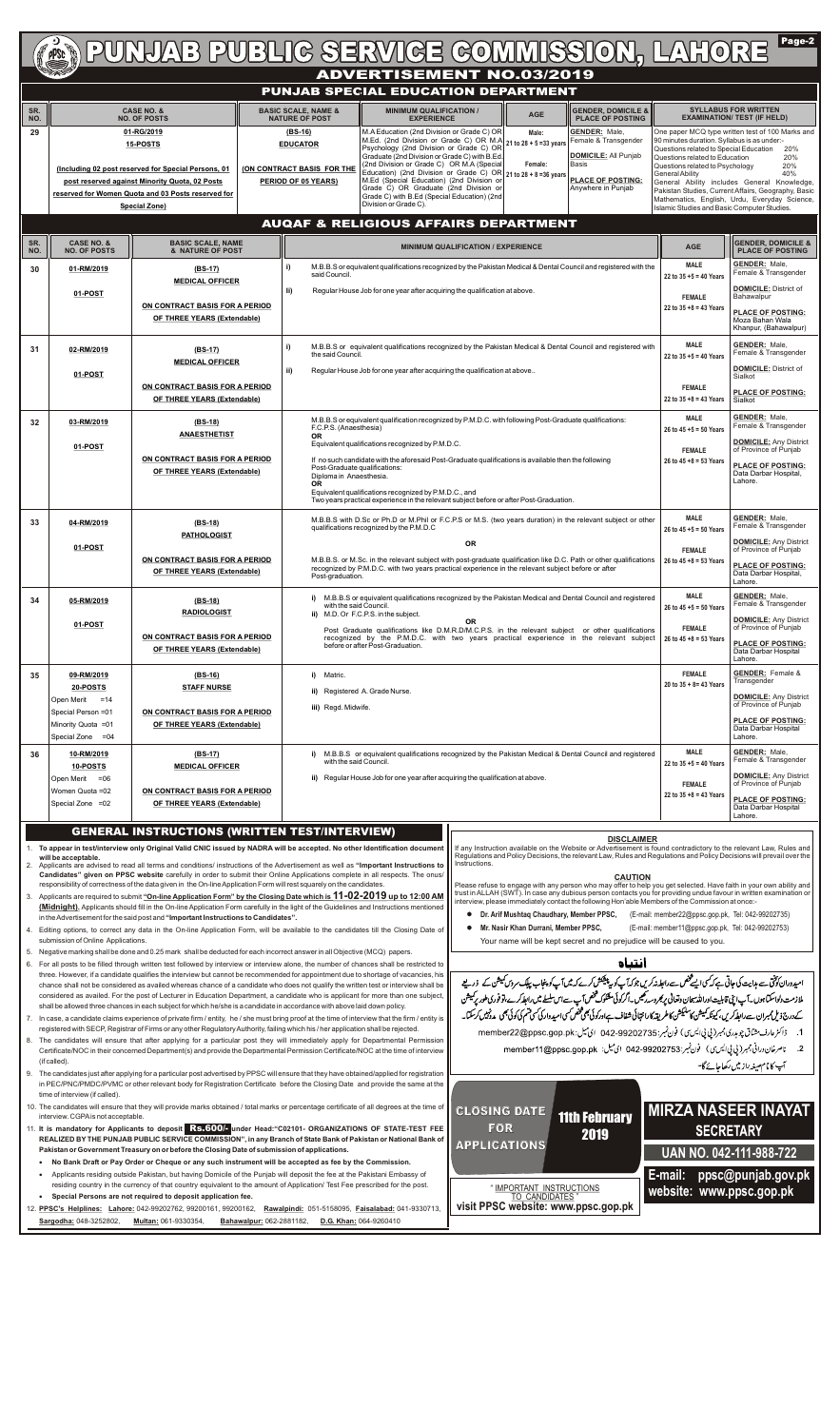# PUNJAB PUBLIC SERVICE COMMISSION, LAHORE

## ADVERTISEMENT NO.03/2019

## PUNJAB SPECIAL EDUCATION DEPARTMENT

| SR. NO. | CASE NO. & NO. OF POSTS | BASIC SCALE, NAME & NATURE OF POST | MINIMUM QUALIFICATION / EXPERIENCE | AGE | GENDER, DOMICILE & PLACE OF POSTING | SYLLABUS FOR WRITTEN EXAMINATION/ TEST (IF HELD) |
|---|---|---|---|---|---|---|
| 29 | 01-RG/2019<br>15-POSTS<br>(Including 02 posts reserved for Special Persons, 01 post reserved against Minority Quota, 02 Posts reserved for Women Quota and 03 Posts reserved for Special Zone) | (BS-16)<br>EDUCATOR<br>(ON CONTRACT BASIS FOR THE PERIOD OF 05 YEARS) | M.A Education (2nd Division or Grade C) OR M.Ed. (2nd Division or Grade C) OR M.A Psychology (2nd Division or Grade C) OR Graduate (2nd Division or Grade C) with B.Ed. (2nd Division or Grade C) OR M.A (Special Education) (2nd Division or Grade C) OR M.Ed (Special Education) (2nd Division or Grade C) OR Graduate (2nd Division or Grade C) with B.Ed (Special Education) (2nd Division or Grade C). | Male: 21 to 28 + 5 =33 years<br>Female: 21 to 28 + 8 =36 years | GENDER: Male, Female & Transgender<br>DOMICILE: All Punjab Basis<br>PLACE OF POSTING: Anywhere in Punjab | One paper MCQ type written test of 100 Marks and 90 minutes duration. Syllabus is as under:-<br>Questions related to Special Education 20%<br>Questions related to Education 20%<br>Questions related to Psychology 20%<br>General Ability 40%<br>General Ability includes General Knowledge, Pakistan Studies, Current Affairs, Geography, Basic Mathematics, English, Urdu, Everyday Science, Islamic Studies and Basic Computer Studies. |

## AUQAF & RELIGIOUS AFFAIRS DEPARTMENT

| SR. NO. | CASE NO. & NO. OF POSTS | BASIC SCALE, NAME & NATURE OF POST | MINIMUM QUALIFICATION / EXPERIENCE | AGE | GENDER, DOMICILE & PLACE OF POSTING |
|---|---|---|---|---|---|
| 30 | 01-RM/2019<br>01-POST | (BS-17)<br>MEDICAL OFFICER<br>ON CONTRACT BASIS FOR A PERIOD OF THREE YEARS (Extendable) | i) M.B.B.S or equivalent qualifications recognized by the Pakistan Medical & Dental Council and registered with the said Council.<br>ii) Regular House Job for one year after acquiring the qualification at above. | MALE 22 to 35 +5 = 40 Years<br>FEMALE 22 to 35 +8 = 43 Years | GENDER: Male, Female & Transgender<br>DOMICILE: District of Bahawalpur<br>PLACE OF POSTING: Moza Bahan Wala Khanpur, (Bahawalpur) |
| 31 | 02-RM/2019<br>01-POST | (BS-17)<br>MEDICAL OFFICER<br>ON CONTRACT BASIS FOR A PERIOD OF THREE YEARS (Extendable) | i) M.B.B.S or equivalent qualifications recognized by the Pakistan Medical & Dental Council and registered with the said Council.<br>ii) Regular House Job for one year after acquiring the qualification at above.. | MALE 22 to 35 +5 = 40 Years<br>FEMALE 22 to 35 +8 = 43 Years | GENDER: Male, Female & Transgender<br>DOMICILE: District of Sialkot<br>PLACE OF POSTING: Sialkot |
| 32 | 03-RM/2019<br>01-POST | (BS-18)<br>ANAESTHETIST<br>ON CONTRACT BASIS FOR A PERIOD OF THREE YEARS (Extendable) | M.B.B.S or equivalent qualification recognized by P.M.D.C. with following Post-Graduate qualifications:<br>F.C.P.S. (Anaesthesia)<br>OR<br>Equivalent qualifications recognized by P.M.D.C.<br>If no such candidate with the aforesaid Post-Graduate qualifications is available then the following Post-Graduate qualifications:<br>Diploma in Anaesthesia.<br>OR<br>Equivalent qualifications recognized by P.M.D.C., and<br>Two years practical experience in the relevant subject before or after Post-Graduation. | MALE 26 to 45 +5 = 50 Years<br>FEMALE 26 to 45 +8 = 53 Years | GENDER: Male, Female & Transgender<br>DOMICILE: Any District of Province of Punjab<br>PLACE OF POSTING: Data Darbar Hospital, Lahore. |
| 33 | 04-RM/2019<br>01-POST | (BS-18)<br>PATHOLOGIST<br>ON CONTRACT BASIS FOR A PERIOD OF THREE YEARS (Extendable) | M.B.B.S with D.Sc or Ph.D or M.Phil or F.C.P.S or M.S. (two years duration) in the relevant subject or other qualifications recognized by the P.M.D.C<br>OR<br>M.B.B.S. or M.Sc. in the relevant subject with post-graduate qualification like D.C. Path or other qualifications recognized by P.M.D.C. with two years practical experience in the relevant subject before or after Post-graduation. | MALE 26 to 45 +5 = 50 Years<br>FEMALE 26 to 45 +8 = 53 Years | GENDER: Male, Female & Transgender<br>DOMICILE: Any District of Province of Punjab<br>PLACE OF POSTING: Data Darbar Hospital, Lahore. |
| 34 | 05-RM/2019<br>01-POST | (BS-18)<br>RADIOLOGIST<br>ON CONTRACT BASIS FOR A PERIOD OF THREE YEARS (Extendable) | i) M.B.B.S or equivalent qualifications recognized by the Pakistan Medical and Dental Council and registered with the said Council.<br>ii) M.D. Or F.C.P.S. in the subject.<br>OR<br>Post Graduate qualifications like D.M.R.D/M.C.P.S. in the relevant subject or other qualifications recognized by the P.M.D.C. with two years practical experience in the relevant subject before or after Post-Graduation. | MALE 26 to 45 +5 = 50 Years<br>FEMALE 26 to 45 +8 = 53 Years | GENDER: Male, Female & Transgender<br>DOMICILE: Any District of Province of Punjab<br>PLACE OF POSTING: Data Darbar Hospital Lahore. |
| 35 | 09-RM/2019<br>20-POSTS<br>Open Merit =14<br>Special Person =01<br>Minority Quota =01<br>Special Zone =04 | (BS-16)<br>STAFF NURSE<br>ON CONTRACT BASIS FOR A PERIOD OF THREE YEARS (Extendable) | i) Matric.<br>ii) Registered A. Grade Nurse.<br>iii) Regd. Midwife. | FEMALE 20 to 35 + 8= 43 Years | GENDER: Female & Transgender<br>DOMICILE: Any District of Province of Punjab<br>PLACE OF POSTING: Data Darbar Hospital Lahore. |
| 36 | 10-RM/2019<br>10-POSTS<br>Open Merit =06<br>Women Quota =02<br>Special Zone =02 | (BS-17)<br>MEDICAL OFFICER<br>ON CONTRACT BASIS FOR A PERIOD OF THREE YEARS (Extendable) | i) M.B.B.S or equivalent qualifications recognized by the Pakistan Medical & Dental Council and registered with the said Council.<br>ii) Regular House Job for one year after acquiring the qualification at above. | MALE 22 to 35 +5 = 40 Years<br>FEMALE 22 to 35 +8 = 43 Years | GENDER: Male, Female & Transgender<br>DOMICILE: Any District of Province of Punjab<br>PLACE OF POSTING: Data Darbar Hospital Lahore. |

## GENERAL INSTRUCTIONS (WRITTEN TEST/INTERVIEW)

1. **To appear in test/interview only Original Valid CNIC issued by NADRA will be accepted. No other Identification document will be acceptable.**
2. Applicants are advised to read all terms and conditions/ instructions of the Advertisement as well as **"Important Instructions to Candidates" given on PPSC website** carefully in order to submit their Online Applications complete in all respects. The onus/ responsibility of correctness of the data given in the On-line Application Form will rest squarely on the candidates.
3. Applicants are required to submit **"On-line Application Form" by the Closing Date which is 11-02-2019 up to 12:00 AM (Midnight)**. Applicants should fill in the On-line Application Form carefully in the light of the Guidelines and Instructions mentioned in the Advertisement for the said post and **"Important Instructions to Candidates".**
4. Editing options, to correct any data in the On-line Application Form, will be available to the candidates till the Closing Date of submission of Online Applications.
5. Negative marking shall be done and 0.25 mark shall be deducted for each incorrect answer in all Objective (MCQ) papers.
6. For all posts to be filled through written test followed by interview or interview alone, the number of chances shall be restricted to three. However, if a candidate qualifies the interview but cannot be recommended for appointment due to shortage of vacancies, his chance shall not be considered as availed whereas chance of a candidate who does not qualify the written test or interview shall be considered as availed. For the post of Lecturer in Education Department, a candidate who is applicant for more than one subject, shall be allowed three chances in each subject for which he/she is a candidate in accordance with above laid down policy.
7. In case, a candidate claims experience of private firm / entity, he / she must bring proof at the time of interview that the firm / entity is registered with SECP, Registrar of Firms or any other Regulatory Authority, failing which his / her application shall be rejected.
8. The candidates will ensure that after applying for a particular post they will immediately apply for Departmental Permission Certificate/NOC in their concerned Department(s) and provide the Departmental Permission Certificate/NOC at the time of interview (if called).
9. The candidates just after applying for a particular post advertised by PPSC will ensure that they have obtained/applied for registration in PEC/PNC/PMDC/PVMC or other relevant body for Registration Certificate before the Closing Date and provide the same at the time of interview (if called).
10. The candidates will ensure that they will provide marks obtained / total marks or percentage certificate of all degrees at the time of interview. CGPA is not acceptable.
11. **It is mandatory for Applicants to deposit Rs.600/- under Head:"C02101- ORGANIZATIONS OF STATE-TEST FEE REALIZED BY THE PUNJAB PUBLIC SERVICE COMMISSION", in any Branch of State Bank of Pakistan or National Bank of Pakistan or Government Treasury on or before the Closing Date of submission of applications.**
    - **No Bank Draft or Pay Order or Cheque or any such instrument will be accepted as fee by the Commission.**
    - Applicants residing outside Pakistan, but having Domicile of the Punjab will deposit the fee at the Pakistani Embassy of residing country in the currency of that country equivalent to the amount of Application/ Test Fee prescribed for the post.
    - **Special Persons are not required to deposit application fee.**
12. **PPSC's Helplines:** **Lahore:** 042-99202762, 99200161, 99200162, **Rawalpindi:** 051-5158095, **Faisalabad:** 041-9330713, **Sargodha:** 048-3252802, **Multan:** 061-9330354, **Bahawalpur:** 062-2881182, **D.G. Khan:** 064-9260410

### DISCLAIMER

If any Instruction available on the Website or Advertisement is found contradictory to the relevant Law, Rules and Regulations and Policy Decisions, the relevant Law, Rules and Regulations and Policy Decisions will prevail over the Instructions.

### CAUTION

Please refuse to engage with any person who may offer to help you get selected. Have faith in your own ability and trust in ALLAH (SWT). In case any dubious person contacts you for providing undue favour in written examination or interview, please immediately contact the following Hon'able Members of the Commission at once:-

- **Dr. Arif Mushtaq Chaudhary, Member PPSC,** (E-mail: member22@ppsc.gop.pk, Tel: 042-99202735)
- **Mr. Nasir Khan Durrani, Member PPSC,** (E-mail: member11@ppsc.gop.pk, Tel: 042-99202753)

Your name will be kept secret and no prejudice will be caused to you.

### انتباہ

امیدواران کوتلقین کی جاتی ہے کہ کسی ایسے شخص سے رابطہ نہ کریں جو کہ آپ کو پیشکش کرے کہ میں آپ کو پنجاب پبلک سروس کمیشن کے ذریعے ملازمت دلواسکتا ہوں۔ آپ اپنی قابلیت اور اللہ سبحان وتعالیٰ پر بھروسہ رکھیں۔ اگر کوئی مشکوک شخص آپ سے اس سلسلے میں رابطہ کرے تو فوری طور پر کمیشن کے درج ذیل ممبران سے رابطہ کریں، کیونکہ کمیشن کا سیکریسی کا طریقہ کار انتہائی شفاف ہے اور کوئی بھی شخص کسی امیدوار کی کسی قسم کی کوئی بھی مدد نہیں کرسکتا۔

1. ڈاکٹر عارف مشتاق چوہدری، ممبر(پی پی ایس سی) فون نمبر: 042-99202735 ای میل: member22@ppsc.gop.pk
2. ناصر خان درانی، ممبر(پی پی ایس سی) فون نمبر: 042-99202753 ای میل: member11@ppsc.gop.pk

آپ کا نام صیغہ راز میں رکھا جائے گا۔

**CLOSING DATE FOR APPLICATIONS: 11th February 2019**

* IMPORTANT INSTRUCTIONS TO CANDIDATES *
visit PPSC website: www.ppsc.gop.pk

**MIRZA NASEER INAYAT**
**SECRETARY**

**UAN NO. 042-111-988-722**

**E-mail: ppsc@punjab.gov.pk**
**website: www.ppsc.gop.pk**